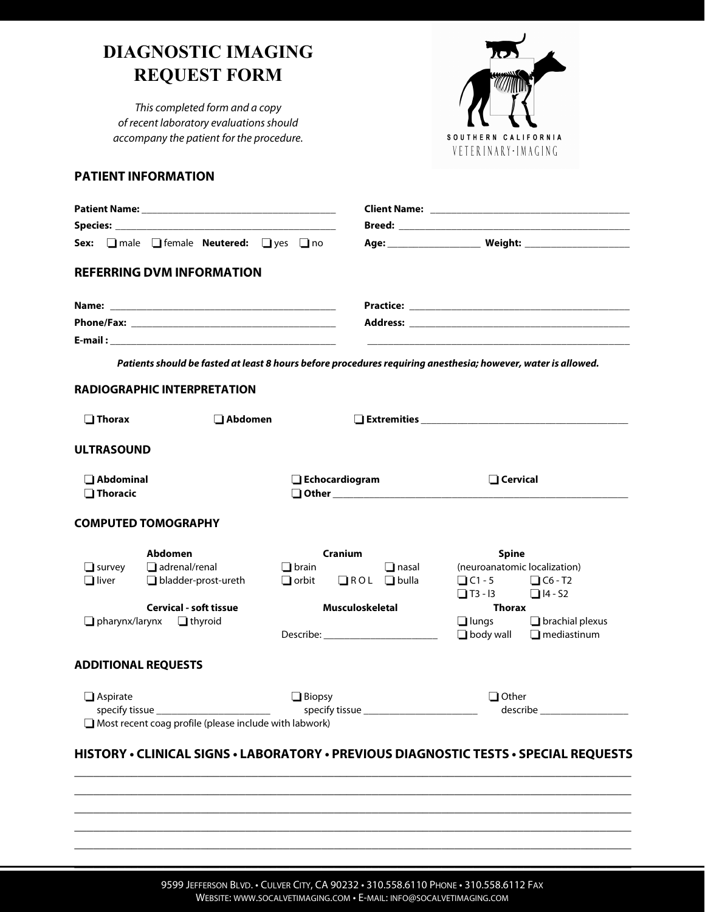# DIAGNOSTIC IMAGING REQUEST FORM

*This completed form and a copy of recent laboratory evaluations should accompany the patient for the procedure.*

SOUTHERN CALIFORNIA
VETERINARY·IMAGING

## PATIENT INFORMATION

**Patient Name:** ____________________________________

**Species:** ____________________________________

**Sex:** ❑ male ❑ female **Neutered:** ❑ yes ❑ no

**Client Name:** ____________________________________

**Breed:** ____________________________________

**Age:** ________________ **Weight:** ____________________

## REFERRING DVM INFORMATION

**Name:** ____________________________________

**Phone/Fax:** ____________________________________

**E-mail :** ____________________________________

**Practice:** ____________________________________

**Address:** ____________________________________

____________________________________

***Patients should be fasted at least 8 hours before procedures requiring anesthesia; however, water is allowed.***

## RADIOGRAPHIC INTERPRETATION

❑ **Thorax** ❑ **Abdomen** ❑ **Extremities** ____________________________________

## ULTRASOUND

❑ **Abdominal**
❑ **Thoracic**
❑ **Echocardiogram**
❑ **Other** ____________________________________
❑ **Cervical**

## COMPUTED TOMOGRAPHY

**Abdomen**

❑ survey ❑ adrenal/renal
❑ liver ❑ bladder-prost-ureth

**Cranium**

❑ brain ❑ nasal
❑ orbit ❑ R O L ❑ bulla

**Spine**
(neuroanatomic localization)

❑ C1 - 5 ❑ C6 - T2
❑ T3 - I3 ❑ I4 - S2

**Cervical - soft tissue**

❑ pharynx/larynx ❑ thyroid

**Musculoskeletal**

Describe: ____________________

**Thorax**

❑ lungs ❑ brachial plexus
❑ body wall ❑ mediastinum

## ADDITIONAL REQUESTS

❑ Aspirate
specify tissue ____________________

❑ Biopsy
specify tissue ____________________

❑ Other
describe ________________

❑ Most recent coag profile (please include with labwork)

## HISTORY • CLINICAL SIGNS • LABORATORY • PREVIOUS DIAGNOSTIC TESTS • SPECIAL REQUESTS

____________________________________________________________________________

____________________________________________________________________________

____________________________________________________________________________

____________________________________________________________________________

____________________________________________________________________________

9599 Jefferson Blvd. • Culver City, CA 90232 • 310.558.6110 Phone • 310.558.6112 Fax
Website: www.socalvetimaging.com • E-mail: info@socalvetimaging.com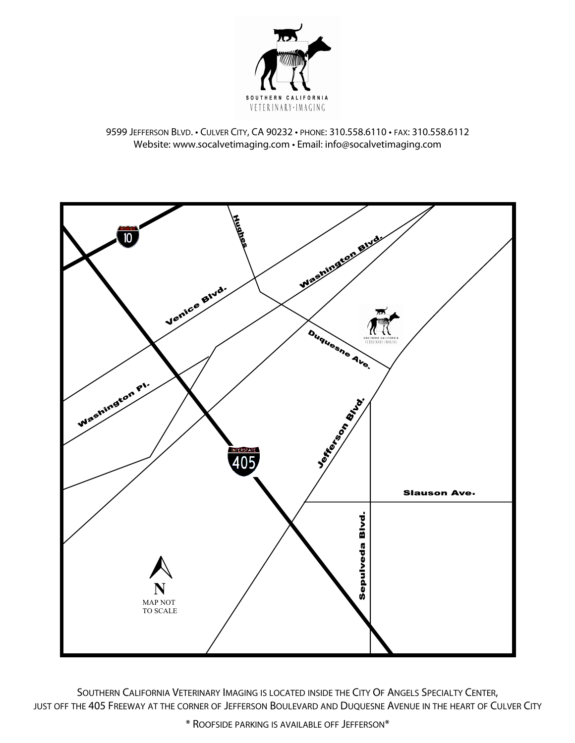SOUTHERN CALIFORNIA
VETERINARY·IMAGING

9599 JEFFERSON BLVD. • CULVER CITY, CA 90232 • PHONE: 310.558.6110 • FAX: 310.558.6112
Website: www.socalvetimaging.com • Email: info@socalvetimaging.com

10

Hughes

Washington Blvd.

Venice Blvd.

Duquesne Ave.

Washington Pl.

Jefferson Blvd.

INTERSTATE
405

Slauson Ave.

Sepulveda Blvd.

N
MAP NOT
TO SCALE

SOUTHERN CALIFORNIA VETERINARY IMAGING IS LOCATED INSIDE THE CITY OF ANGELS SPECIALTY CENTER, JUST OFF THE 405 FREEWAY AT THE CORNER OF JEFFERSON BOULEVARD AND DUQUESNE AVENUE IN THE HEART OF CULVER CITY

* ROOFSIDE PARKING IS AVAILABLE OFF JEFFERSON*